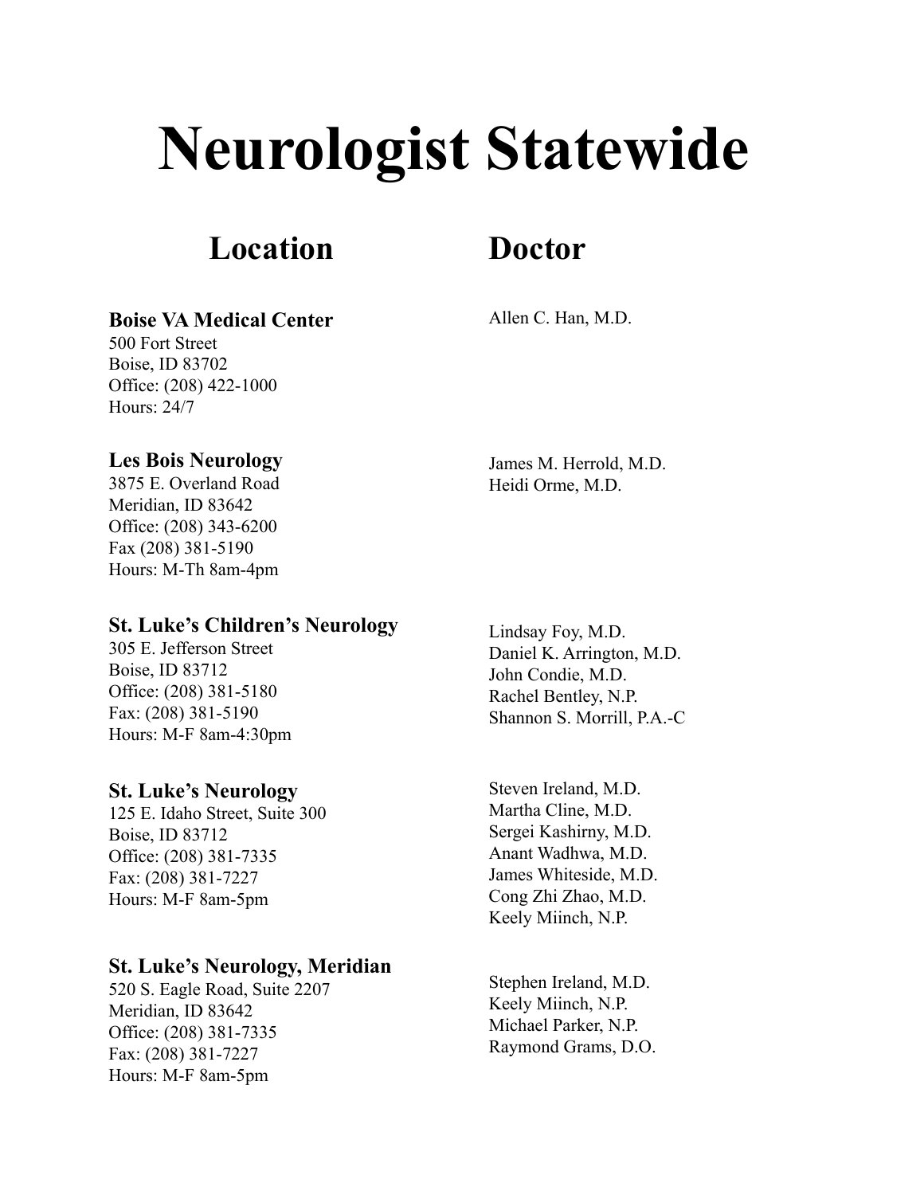# Neurologist Statewide

| Location | Doctor |
| --- | --- |
| **Boise VA Medical Center**<br>500 Fort Street<br>Boise, ID 83702<br>Office: (208) 422-1000<br>Hours: 24/7 | Allen C. Han, M.D. |
| **Les Bois Neurology**<br>3875 E. Overland Road<br>Meridian, ID 83642<br>Office: (208) 343-6200<br>Fax (208) 381-5190<br>Hours: M-Th 8am-4pm | James M. Herrold, M.D.<br>Heidi Orme, M.D. |
| **St. Luke's Children's Neurology**<br>305 E. Jefferson Street<br>Boise, ID 83712<br>Office: (208) 381-5180<br>Fax: (208) 381-5190<br>Hours: M-F 8am-4:30pm | Lindsay Foy, M.D.<br>Daniel K. Arrington, M.D.<br>John Condie, M.D.<br>Rachel Bentley, N.P.<br>Shannon S. Morrill, P.A.-C |
| **St. Luke's Neurology**<br>125 E. Idaho Street, Suite 300<br>Boise, ID 83712<br>Office: (208) 381-7335<br>Fax: (208) 381-7227<br>Hours: M-F 8am-5pm | Steven Ireland, M.D.<br>Martha Cline, M.D.<br>Sergei Kashirny, M.D.<br>Anant Wadhwa, M.D.<br>James Whiteside, M.D.<br>Cong Zhi Zhao, M.D.<br>Keely Miinch, N.P. |
| **St. Luke's Neurology, Meridian**<br>520 S. Eagle Road, Suite 2207<br>Meridian, ID 83642<br>Office: (208) 381-7335<br>Fax: (208) 381-7227<br>Hours: M-F 8am-5pm | Stephen Ireland, M.D.<br>Keely Miinch, N.P.<br>Michael Parker, N.P.<br>Raymond Grams, D.O. |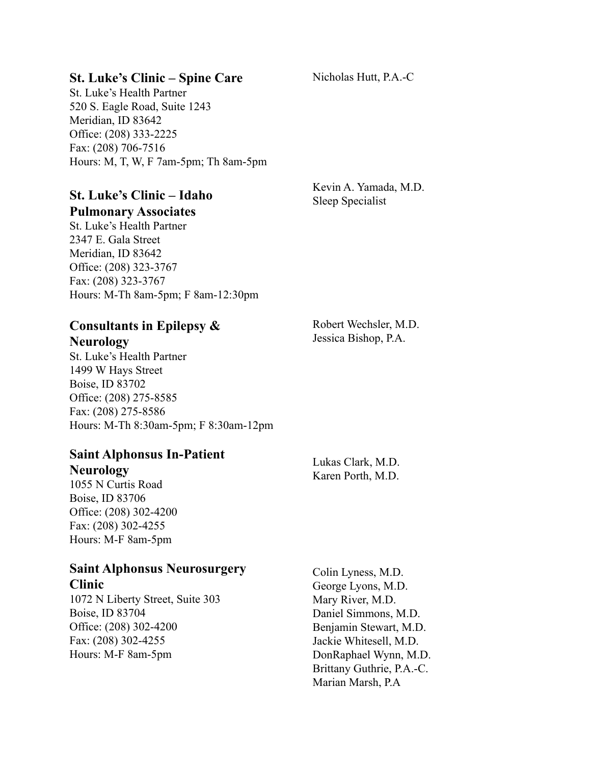### St. Luke's Clinic – Spine Care

St. Luke's Health Partner
520 S. Eagle Road, Suite 1243
Meridian, ID 83642
Office: (208) 333-2225
Fax: (208) 706-7516
Hours: M, T, W, F 7am-5pm; Th 8am-5pm

Nicholas Hutt, P.A.-C

### St. Luke's Clinic – Idaho Pulmonary Associates

St. Luke's Health Partner
2347 E. Gala Street
Meridian, ID 83642
Office: (208) 323-3767
Fax: (208) 323-3767
Hours: M-Th 8am-5pm; F 8am-12:30pm

Kevin A. Yamada, M.D.
Sleep Specialist

### Consultants in Epilepsy & Neurology

St. Luke's Health Partner
1499 W Hays Street
Boise, ID 83702
Office: (208) 275-8585
Fax: (208) 275-8586
Hours: M-Th 8:30am-5pm; F 8:30am-12pm

Robert Wechsler, M.D.
Jessica Bishop, P.A.

### Saint Alphonsus In-Patient Neurology

1055 N Curtis Road
Boise, ID 83706
Office: (208) 302-4200
Fax: (208) 302-4255
Hours: M-F 8am-5pm

Lukas Clark, M.D.
Karen Porth, M.D.

### Saint Alphonsus Neurosurgery Clinic

1072 N Liberty Street, Suite 303
Boise, ID 83704
Office: (208) 302-4200
Fax: (208) 302-4255
Hours: M-F 8am-5pm

Colin Lyness, M.D.
George Lyons, M.D.
Mary River, M.D.
Daniel Simmons, M.D.
Benjamin Stewart, M.D.
Jackie Whitesell, M.D.
DonRaphael Wynn, M.D.
Brittany Guthrie, P.A.-C.
Marian Marsh, P.A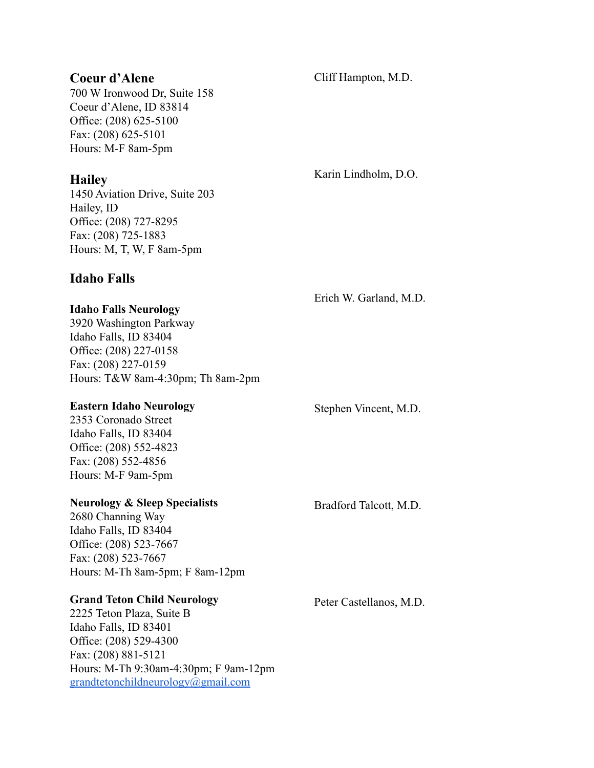## Coeur d'Alene

Cliff Hampton, M.D.

700 W Ironwood Dr, Suite 158
Coeur d'Alene, ID 83814
Office: (208) 625-5100
Fax: (208) 625-5101
Hours: M-F 8am-5pm

## Hailey

Karin Lindholm, D.O.

1450 Aviation Drive, Suite 203
Hailey, ID
Office: (208) 727-8295
Fax: (208) 725-1883
Hours: M, T, W, F 8am-5pm

## Idaho Falls

### Idaho Falls Neurology

Erich W. Garland, M.D.

3920 Washington Parkway
Idaho Falls, ID 83404
Office: (208) 227-0158
Fax: (208) 227-0159
Hours: T&W 8am-4:30pm; Th 8am-2pm

### Eastern Idaho Neurology

Stephen Vincent, M.D.

2353 Coronado Street
Idaho Falls, ID 83404
Office: (208) 552-4823
Fax: (208) 552-4856
Hours: M-F 9am-5pm

### Neurology & Sleep Specialists

Bradford Talcott, M.D.

2680 Channing Way
Idaho Falls, ID 83404
Office: (208) 523-7667
Fax: (208) 523-7667
Hours: M-Th 8am-5pm; F 8am-12pm

### Grand Teton Child Neurology

Peter Castellanos, M.D.

2225 Teton Plaza, Suite B
Idaho Falls, ID 83401
Office: (208) 529-4300
Fax: (208) 881-5121
Hours: M-Th 9:30am-4:30pm; F 9am-12pm
grandtetonchildneurology@gmail.com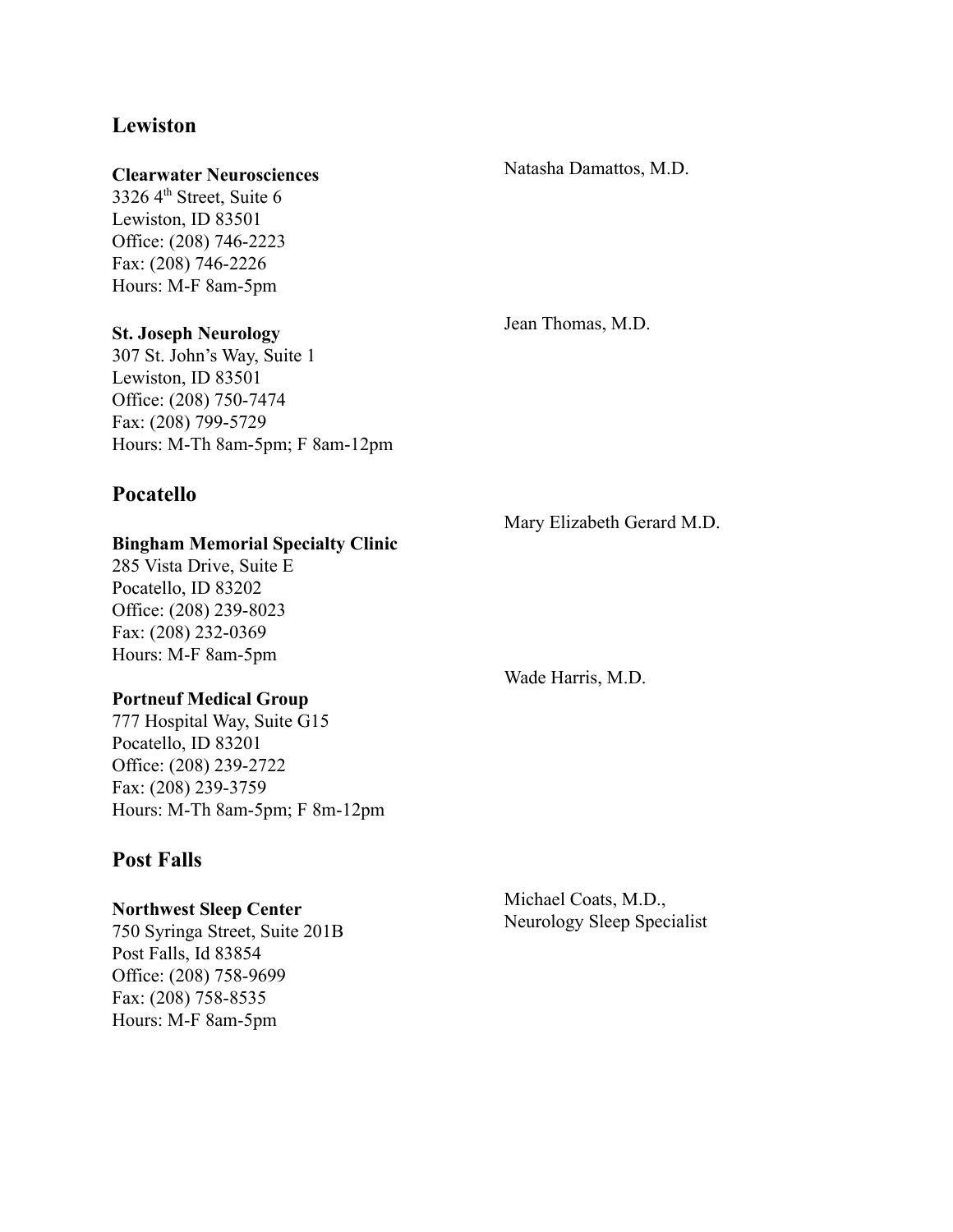## Lewiston

**Clearwater Neurosciences**
3326 4th Street, Suite 6
Lewiston, ID 83501
Office: (208) 746-2223
Fax: (208) 746-2226
Hours: M-F 8am-5pm

Natasha Damattos, M.D.

**St. Joseph Neurology**
307 St. John's Way, Suite 1
Lewiston, ID 83501
Office: (208) 750-7474
Fax: (208) 799-5729
Hours: M-Th 8am-5pm; F 8am-12pm

Jean Thomas, M.D.

## Pocatello

**Bingham Memorial Specialty Clinic**
285 Vista Drive, Suite E
Pocatello, ID 83202
Office: (208) 239-8023
Fax: (208) 232-0369
Hours: M-F 8am-5pm

Mary Elizabeth Gerard M.D.

**Portneuf Medical Group**
777 Hospital Way, Suite G15
Pocatello, ID 83201
Office: (208) 239-2722
Fax: (208) 239-3759
Hours: M-Th 8am-5pm; F 8m-12pm

Wade Harris, M.D.

## Post Falls

**Northwest Sleep Center**
750 Syringa Street, Suite 201B
Post Falls, Id 83854
Office: (208) 758-9699
Fax: (208) 758-8535
Hours: M-F 8am-5pm

Michael Coats, M.D.,
Neurology Sleep Specialist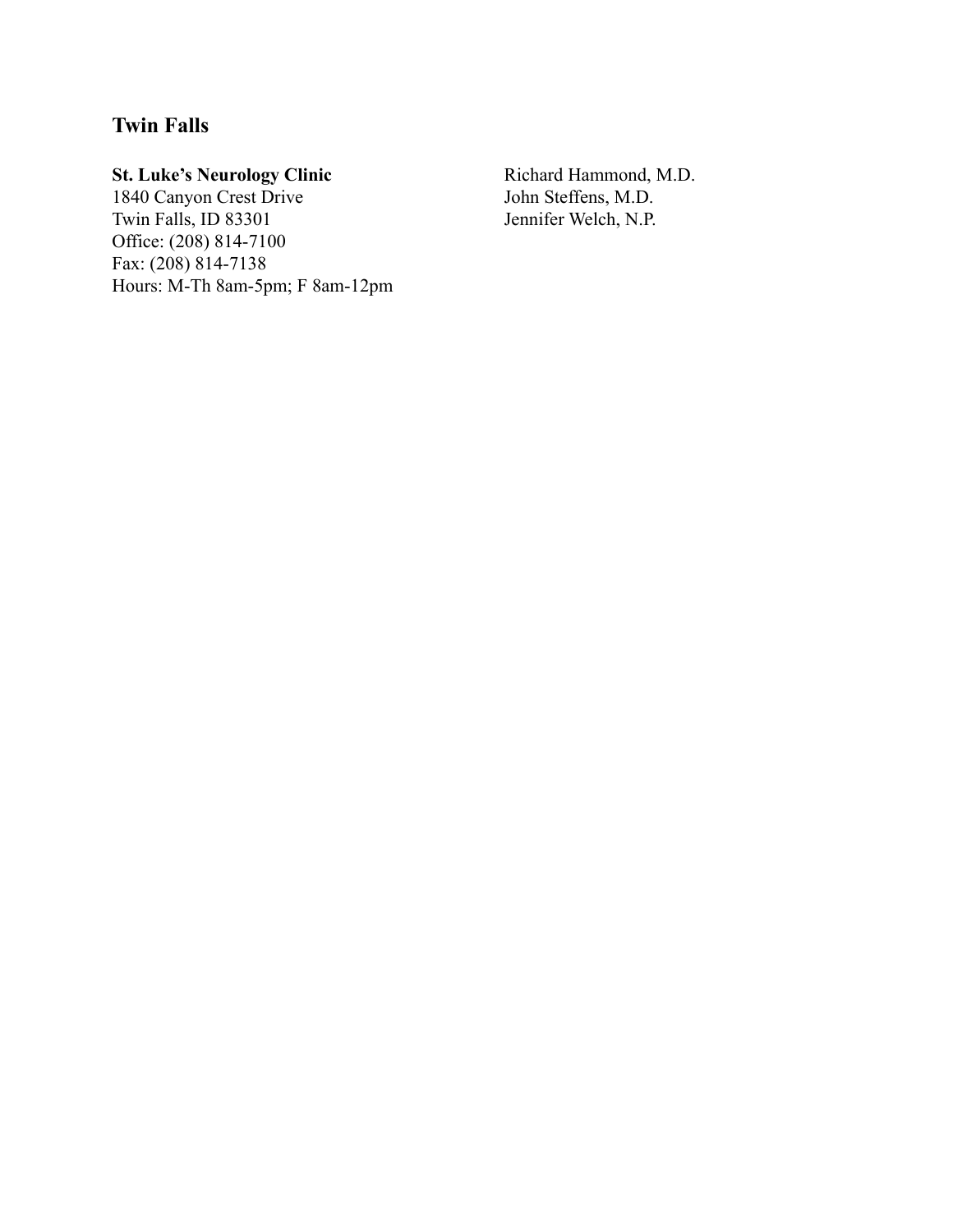## Twin Falls

**St. Luke's Neurology Clinic**
1840 Canyon Crest Drive
Twin Falls, ID 83301
Office: (208) 814-7100
Fax: (208) 814-7138
Hours: M-Th 8am-5pm; F 8am-12pm

Richard Hammond, M.D.
John Steffens, M.D.
Jennifer Welch, N.P.